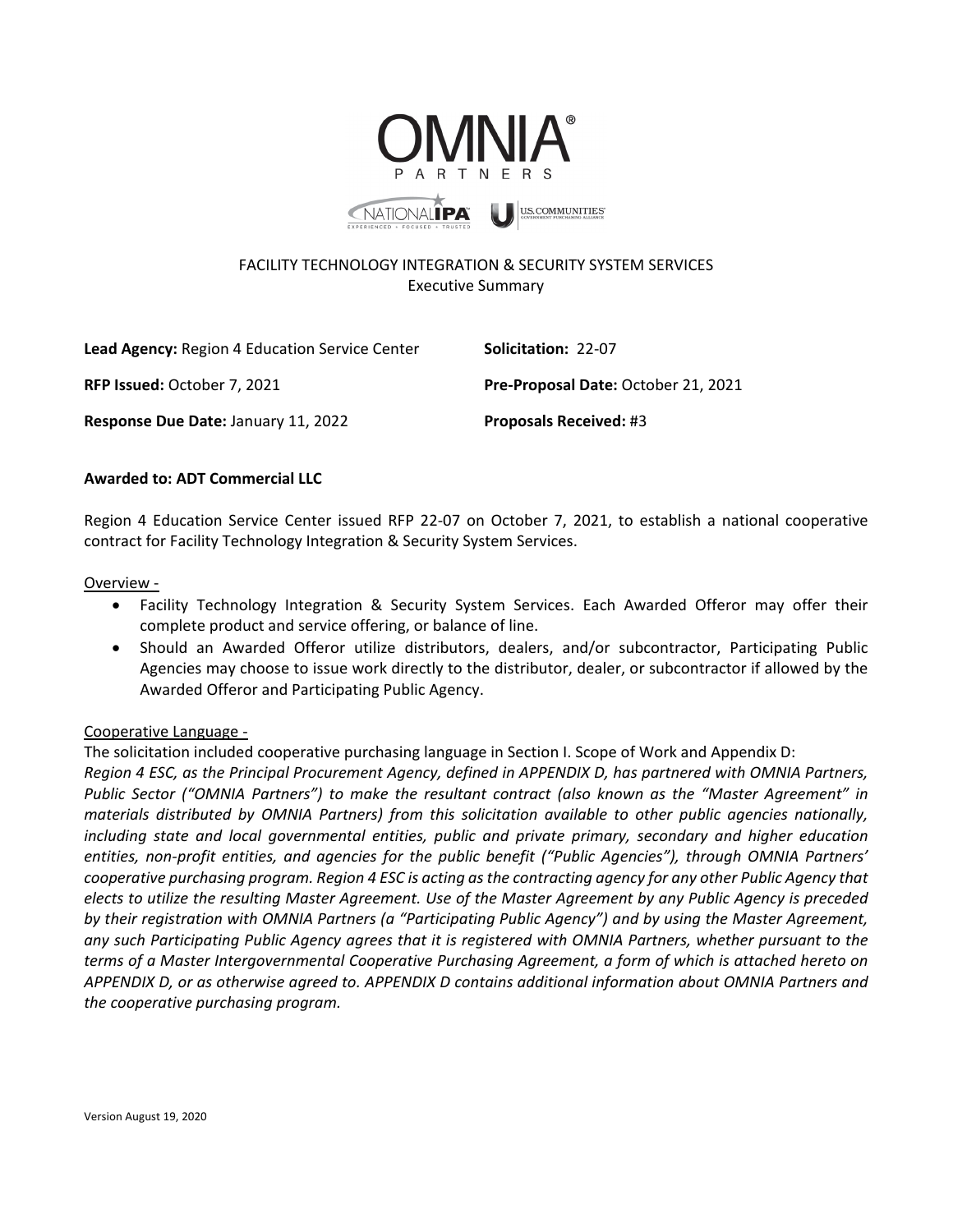# OMNIA PARTNERS

## FACILITY TECHNOLOGY INTEGRATION & SECURITY SYSTEM SERVICES
Executive Summary

**Lead Agency:** Region 4 Education Service Center

**Solicitation:** 22-07

**RFP Issued:** October 7, 2021

**Pre-Proposal Date:** October 21, 2021

**Response Due Date:** January 11, 2022

**Proposals Received:** #3

**Awarded to: ADT Commercial LLC**

Region 4 Education Service Center issued RFP 22-07 on October 7, 2021, to establish a national cooperative contract for Facility Technology Integration & Security System Services.

Overview -

- Facility Technology Integration & Security System Services. Each Awarded Offeror may offer their complete product and service offering, or balance of line.
- Should an Awarded Offeror utilize distributors, dealers, and/or subcontractor, Participating Public Agencies may choose to issue work directly to the distributor, dealer, or subcontractor if allowed by the Awarded Offeror and Participating Public Agency.

Cooperative Language -

The solicitation included cooperative purchasing language in Section I. Scope of Work and Appendix D:

*Region 4 ESC, as the Principal Procurement Agency, defined in APPENDIX D, has partnered with OMNIA Partners, Public Sector ("OMNIA Partners") to make the resultant contract (also known as the "Master Agreement" in materials distributed by OMNIA Partners) from this solicitation available to other public agencies nationally, including state and local governmental entities, public and private primary, secondary and higher education entities, non-profit entities, and agencies for the public benefit ("Public Agencies"), through OMNIA Partners' cooperative purchasing program. Region 4 ESC is acting as the contracting agency for any other Public Agency that elects to utilize the resulting Master Agreement. Use of the Master Agreement by any Public Agency is preceded by their registration with OMNIA Partners (a "Participating Public Agency") and by using the Master Agreement, any such Participating Public Agency agrees that it is registered with OMNIA Partners, whether pursuant to the terms of a Master Intergovernmental Cooperative Purchasing Agreement, a form of which is attached hereto on APPENDIX D, or as otherwise agreed to. APPENDIX D contains additional information about OMNIA Partners and the cooperative purchasing program.*

Version August 19, 2020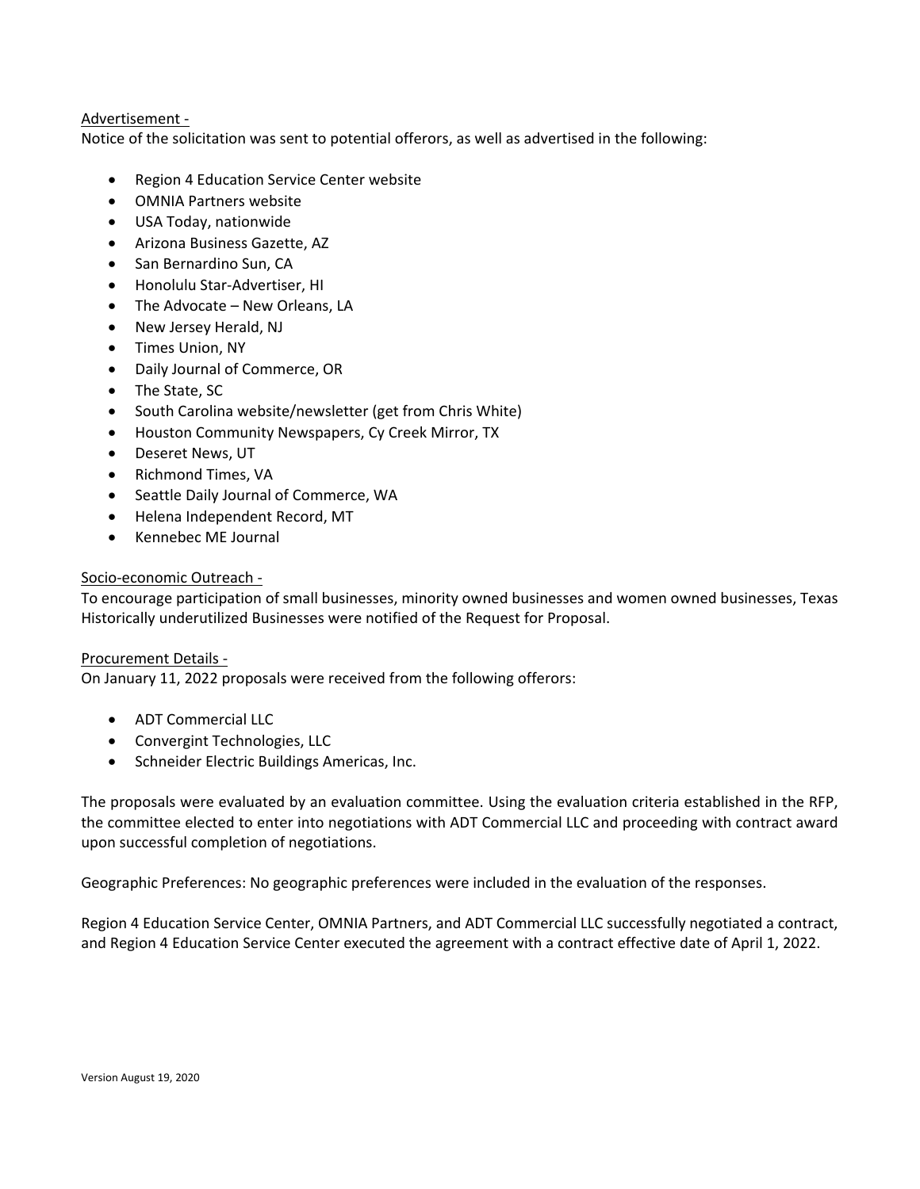Advertisement -

Notice of the solicitation was sent to potential offerors, as well as advertised in the following:

- Region 4 Education Service Center website
- OMNIA Partners website
- USA Today, nationwide
- Arizona Business Gazette, AZ
- San Bernardino Sun, CA
- Honolulu Star-Advertiser, HI
- The Advocate – New Orleans, LA
- New Jersey Herald, NJ
- Times Union, NY
- Daily Journal of Commerce, OR
- The State, SC
- South Carolina website/newsletter (get from Chris White)
- Houston Community Newspapers, Cy Creek Mirror, TX
- Deseret News, UT
- Richmond Times, VA
- Seattle Daily Journal of Commerce, WA
- Helena Independent Record, MT
- Kennebec ME Journal

Socio-economic Outreach -

To encourage participation of small businesses, minority owned businesses and women owned businesses, Texas Historically underutilized Businesses were notified of the Request for Proposal.

Procurement Details -

On January 11, 2022 proposals were received from the following offerors:

- ADT Commercial LLC
- Convergint Technologies, LLC
- Schneider Electric Buildings Americas, Inc.

The proposals were evaluated by an evaluation committee. Using the evaluation criteria established in the RFP, the committee elected to enter into negotiations with ADT Commercial LLC and proceeding with contract award upon successful completion of negotiations.

Geographic Preferences: No geographic preferences were included in the evaluation of the responses.

Region 4 Education Service Center, OMNIA Partners, and ADT Commercial LLC successfully negotiated a contract, and Region 4 Education Service Center executed the agreement with a contract effective date of April 1, 2022.

Version August 19, 2020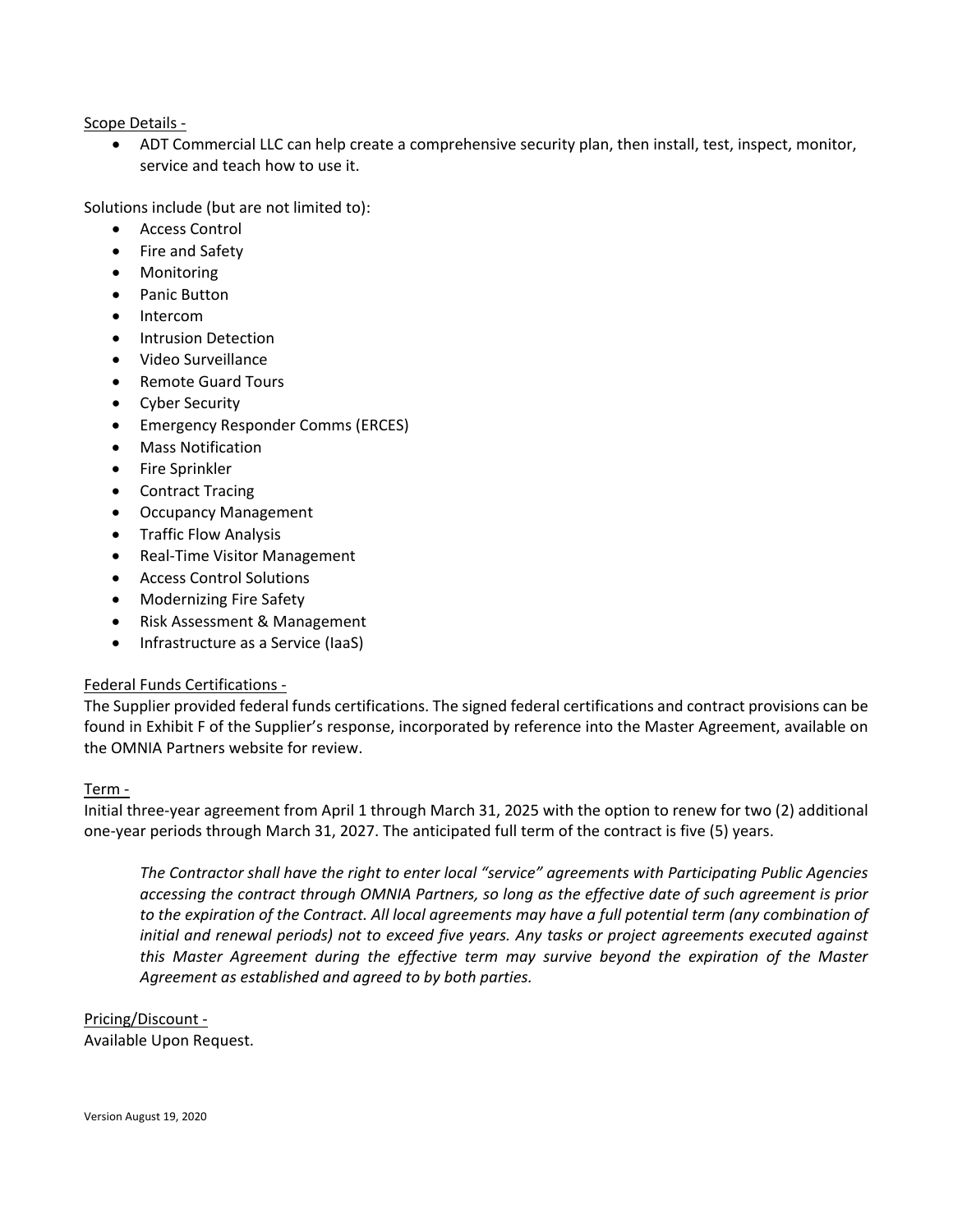Scope Details -

- ADT Commercial LLC can help create a comprehensive security plan, then install, test, inspect, monitor, service and teach how to use it.

Solutions include (but are not limited to):

- Access Control
- Fire and Safety
- Monitoring
- Panic Button
- Intercom
- Intrusion Detection
- Video Surveillance
- Remote Guard Tours
- Cyber Security
- Emergency Responder Comms (ERCES)
- Mass Notification
- Fire Sprinkler
- Contract Tracing
- Occupancy Management
- Traffic Flow Analysis
- Real-Time Visitor Management
- Access Control Solutions
- Modernizing Fire Safety
- Risk Assessment & Management
- Infrastructure as a Service (IaaS)

Federal Funds Certifications -

The Supplier provided federal funds certifications. The signed federal certifications and contract provisions can be found in Exhibit F of the Supplier's response, incorporated by reference into the Master Agreement, available on the OMNIA Partners website for review.

Term -

Initial three-year agreement from April 1 through March 31, 2025 with the option to renew for two (2) additional one-year periods through March 31, 2027. The anticipated full term of the contract is five (5) years.

> *The Contractor shall have the right to enter local "service" agreements with Participating Public Agencies accessing the contract through OMNIA Partners, so long as the effective date of such agreement is prior to the expiration of the Contract. All local agreements may have a full potential term (any combination of initial and renewal periods) not to exceed five years. Any tasks or project agreements executed against this Master Agreement during the effective term may survive beyond the expiration of the Master Agreement as established and agreed to by both parties.*

Pricing/Discount -

Available Upon Request.

Version August 19, 2020